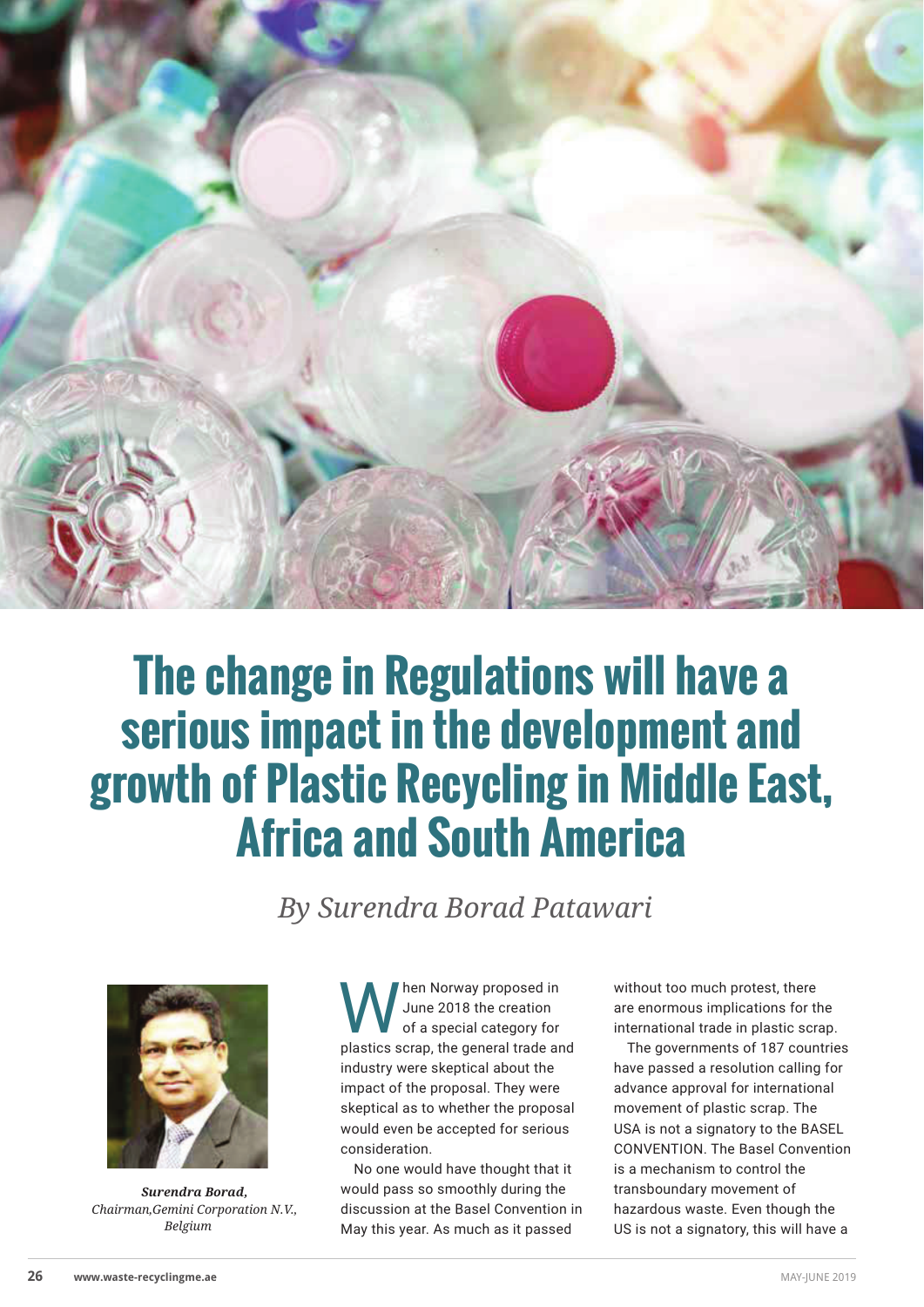# The change in Regulations will have a serious impact in the development and growth of Plastic Recycling in Middle East, Africa and South America

*By Surendra Borad Patawari*

***Surendra Borad,***
*Chairman,Gemini Corporation N.V., Belgium*

When Norway proposed in June 2018 the creation of a special category for plastics scrap, the general trade and industry were skeptical about the impact of the proposal. They were skeptical as to whether the proposal would even be accepted for serious consideration.

No one would have thought that it would pass so smoothly during the discussion at the Basel Convention in May this year. As much as it passed without too much protest, there are enormous implications for the international trade in plastic scrap.

The governments of 187 countries have passed a resolution calling for advance approval for international movement of plastic scrap. The USA is not a signatory to the BASEL CONVENTION. The Basel Convention is a mechanism to control the transboundary movement of hazardous waste. Even though the US is not a signatory, this will have a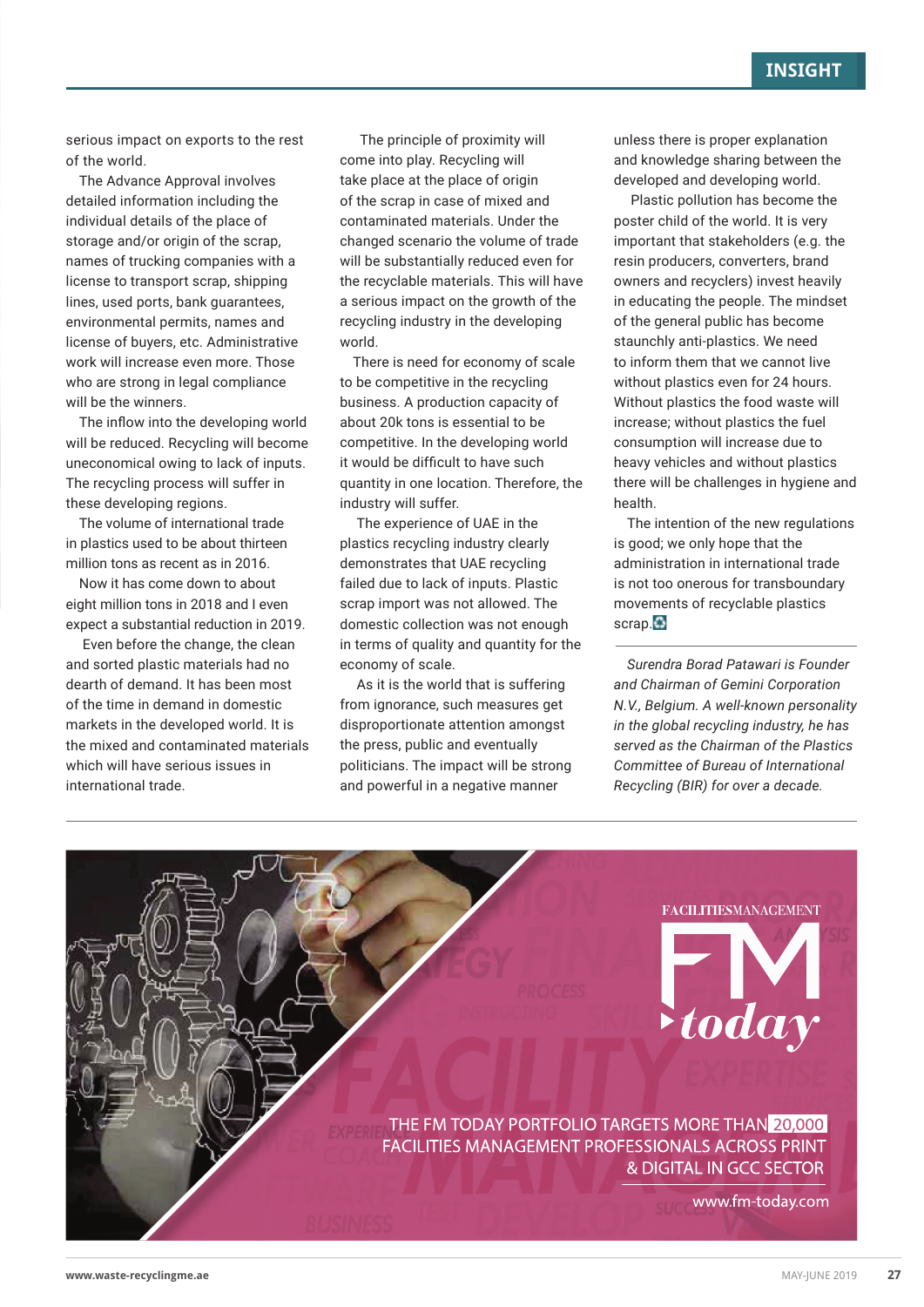serious impact on exports to the rest of the world.

The Advance Approval involves detailed information including the individual details of the place of storage and/or origin of the scrap, names of trucking companies with a license to transport scrap, shipping lines, used ports, bank guarantees, environmental permits, names and license of buyers, etc. Administrative work will increase even more. Those who are strong in legal compliance will be the winners.

The inflow into the developing world will be reduced. Recycling will become uneconomical owing to lack of inputs. The recycling process will suffer in these developing regions.

The volume of international trade in plastics used to be about thirteen million tons as recent as in 2016.

Now it has come down to about eight million tons in 2018 and I even expect a substantial reduction in 2019.

Even before the change, the clean and sorted plastic materials had no dearth of demand. It has been most of the time in demand in domestic markets in the developed world. It is the mixed and contaminated materials which will have serious issues in international trade.

The principle of proximity will come into play. Recycling will take place at the place of origin of the scrap in case of mixed and contaminated materials. Under the changed scenario the volume of trade will be substantially reduced even for the recyclable materials. This will have a serious impact on the growth of the recycling industry in the developing world.

There is need for economy of scale to be competitive in the recycling business. A production capacity of about 20k tons is essential to be competitive. In the developing world it would be difficult to have such quantity in one location. Therefore, the industry will suffer.

The experience of UAE in the plastics recycling industry clearly demonstrates that UAE recycling failed due to lack of inputs. Plastic scrap import was not allowed. The domestic collection was not enough in terms of quality and quantity for the economy of scale.

As it is the world that is suffering from ignorance, such measures get disproportionate attention amongst the press, public and eventually politicians. The impact will be strong and powerful in a negative manner unless there is proper explanation and knowledge sharing between the developed and developing world.

Plastic pollution has become the poster child of the world. It is very important that stakeholders (e.g. the resin producers, converters, brand owners and recyclers) invest heavily in educating the people. The mindset of the general public has become staunchly anti-plastics. We need to inform them that we cannot live without plastics even for 24 hours. Without plastics the food waste will increase; without plastics the fuel consumption will increase due to heavy vehicles and without plastics there will be challenges in hygiene and health.

The intention of the new regulations is good; we only hope that the administration in international trade is not too onerous for transboundary movements of recyclable plastics scrap.

---

*Surendra Borad Patawari is Founder and Chairman of Gemini Corporation N.V., Belgium. A well-known personality in the global recycling industry, he has served as the Chairman of the Plastics Committee of Bureau of International Recycling (BIR) for over a decade.*

---

FACILITIESMANAGEMENT

FM today

THE FM TODAY PORTFOLIO TARGETS MORE THAN 20,000 FACILITIES MANAGEMENT PROFESSIONALS ACROSS PRINT & DIGITAL IN GCC SECTOR

www.fm-today.com